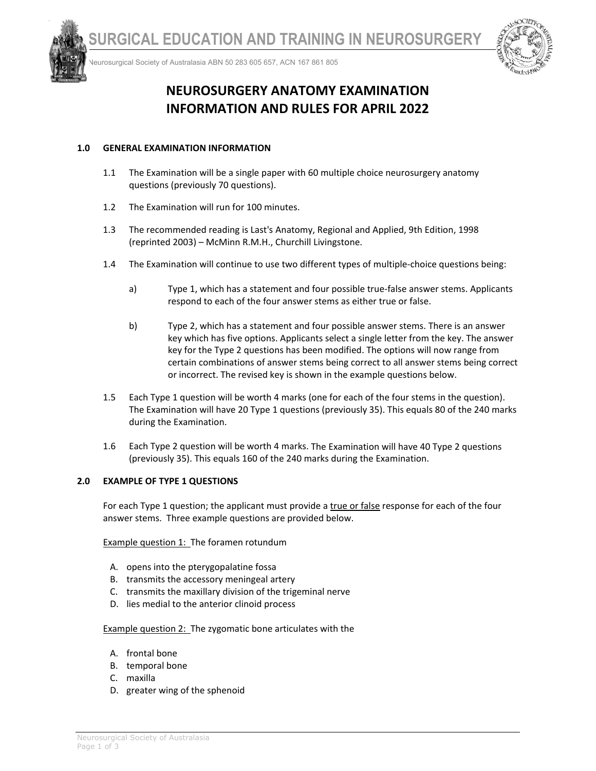# NEUROSURGERY ANATOMY EXAMINATION INFORMATION AND RULES FOR APRIL 2022

## 1.0 GENERAL EXAMINATION INFORMATION

1.1 The Examination will be a single paper with 60 multiple choice neurosurgery anatomy questions (previously 70 questions).

1.2 The Examination will run for 100 minutes.

1.3 The recommended reading is Last's Anatomy, Regional and Applied, 9th Edition, 1998 (reprinted 2003) – McMinn R.M.H., Churchill Livingstone.

1.4 The Examination will continue to use two different types of multiple-choice questions being:

a) Type 1, which has a statement and four possible true-false answer stems. Applicants respond to each of the four answer stems as either true or false.

b) Type 2, which has a statement and four possible answer stems. There is an answer key which has five options. Applicants select a single letter from the key. The answer key for the Type 2 questions has been modified. The options will now range from certain combinations of answer stems being correct to all answer stems being correct or incorrect. The revised key is shown in the example questions below.

1.5 Each Type 1 question will be worth 4 marks (one for each of the four stems in the question). The Examination will have 20 Type 1 questions (previously 35). This equals 80 of the 240 marks during the Examination.

1.6 Each Type 2 question will be worth 4 marks. The Examination will have 40 Type 2 questions (previously 35). This equals 160 of the 240 marks during the Examination.

## 2.0 EXAMPLE OF TYPE 1 QUESTIONS

For each Type 1 question; the applicant must provide a true or false response for each of the four answer stems. Three example questions are provided below.

Example question 1: The foramen rotundum

A. opens into the pterygopalatine fossa
B. transmits the accessory meningeal artery
C. transmits the maxillary division of the trigeminal nerve
D. lies medial to the anterior clinoid process

Example question 2: The zygomatic bone articulates with the

A. frontal bone
B. temporal bone
C. maxilla
D. greater wing of the sphenoid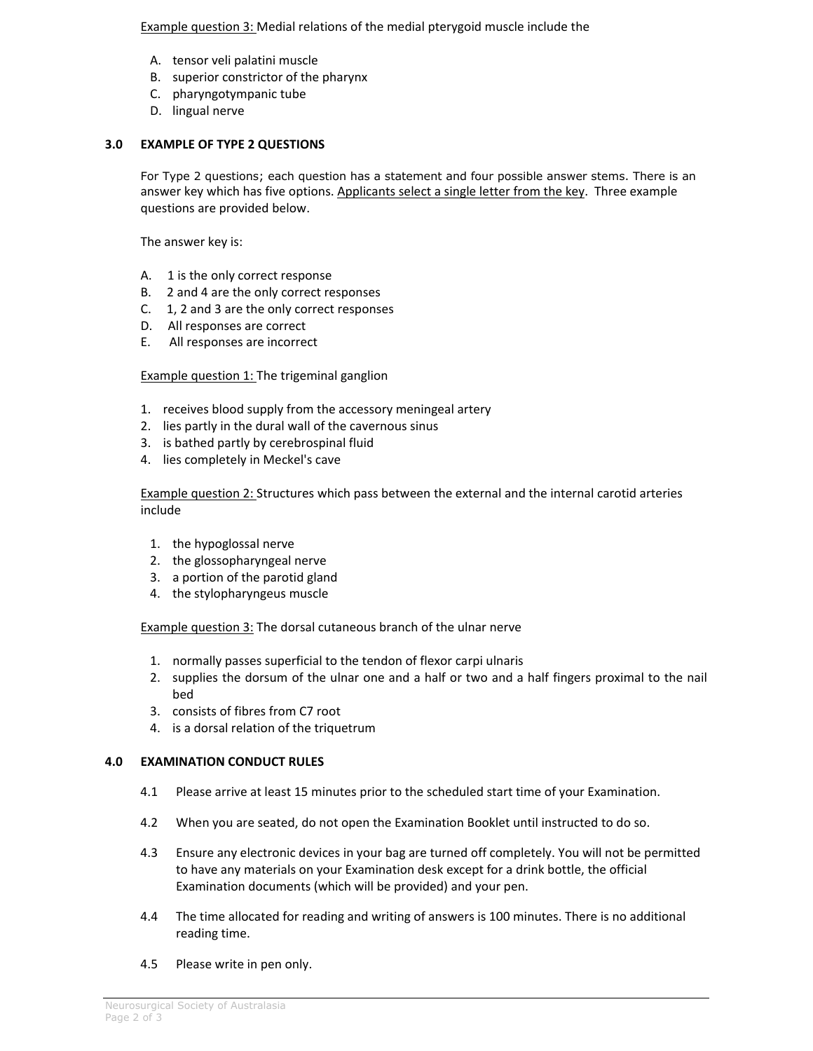Example question 3: Medial relations of the medial pterygoid muscle include the

A. tensor veli palatini muscle
B. superior constrictor of the pharynx
C. pharyngotympanic tube
D. lingual nerve

## 3.0 EXAMPLE OF TYPE 2 QUESTIONS

For Type 2 questions; each question has a statement and four possible answer stems. There is an answer key which has five options. Applicants select a single letter from the key. Three example questions are provided below.

The answer key is:

A. 1 is the only correct response
B. 2 and 4 are the only correct responses
C. 1, 2 and 3 are the only correct responses
D. All responses are correct
E. All responses are incorrect

Example question 1: The trigeminal ganglion

1. receives blood supply from the accessory meningeal artery
2. lies partly in the dural wall of the cavernous sinus
3. is bathed partly by cerebrospinal fluid
4. lies completely in Meckel's cave

Example question 2: Structures which pass between the external and the internal carotid arteries include

1. the hypoglossal nerve
2. the glossopharyngeal nerve
3. a portion of the parotid gland
4. the stylopharyngeus muscle

Example question 3: The dorsal cutaneous branch of the ulnar nerve

1. normally passes superficial to the tendon of flexor carpi ulnaris
2. supplies the dorsum of the ulnar one and a half or two and a half fingers proximal to the nail bed
3. consists of fibres from C7 root
4. is a dorsal relation of the triquetrum

## 4.0 EXAMINATION CONDUCT RULES

4.1 Please arrive at least 15 minutes prior to the scheduled start time of your Examination.

4.2 When you are seated, do not open the Examination Booklet until instructed to do so.

4.3 Ensure any electronic devices in your bag are turned off completely. You will not be permitted to have any materials on your Examination desk except for a drink bottle, the official Examination documents (which will be provided) and your pen.

4.4 The time allocated for reading and writing of answers is 100 minutes. There is no additional reading time.

4.5 Please write in pen only.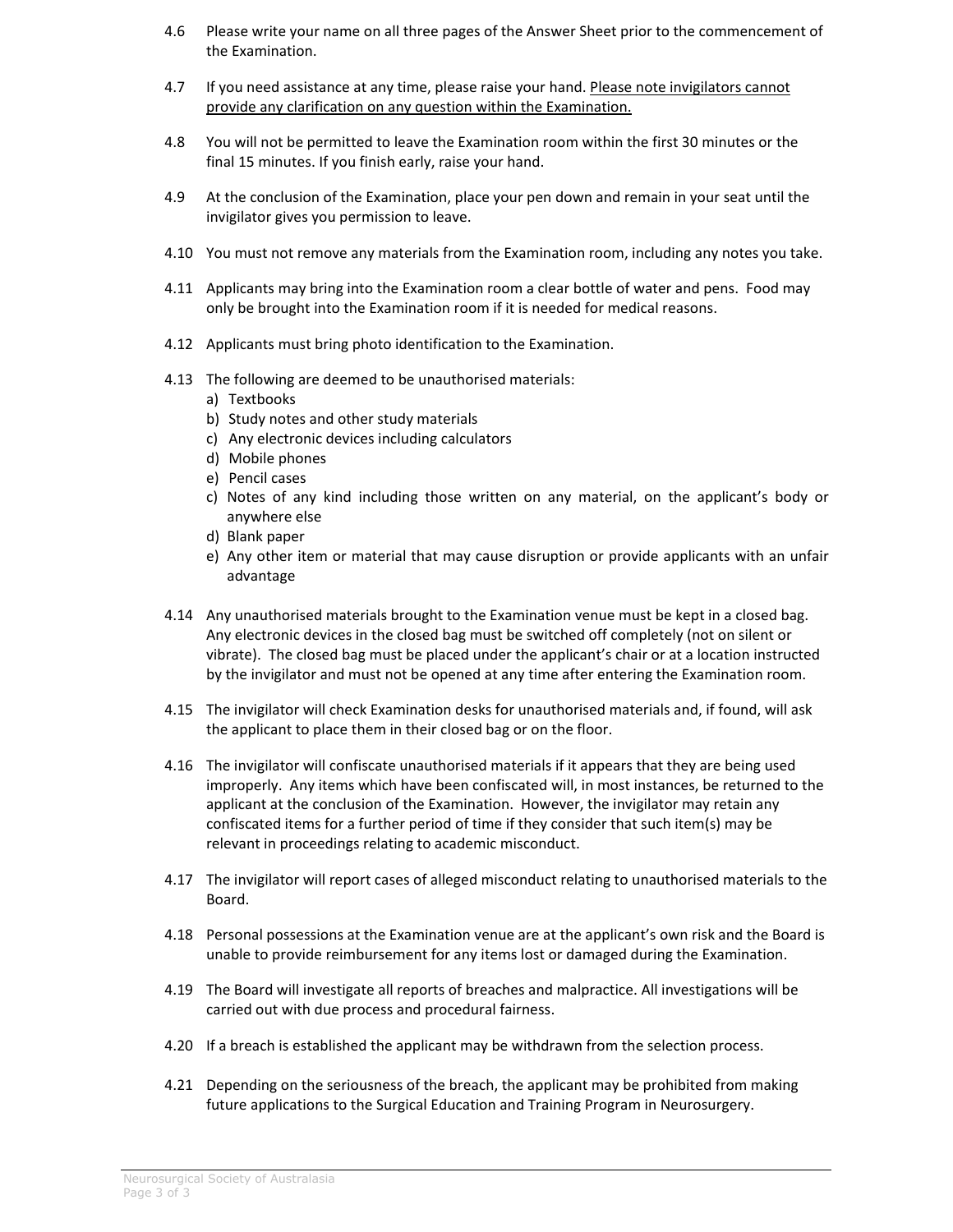4.6 Please write your name on all three pages of the Answer Sheet prior to the commencement of the Examination.

4.7 If you need assistance at any time, please raise your hand. <u>Please note invigilators cannot provide any clarification on any question within the Examination.</u>

4.8 You will not be permitted to leave the Examination room within the first 30 minutes or the final 15 minutes. If you finish early, raise your hand.

4.9 At the conclusion of the Examination, place your pen down and remain in your seat until the invigilator gives you permission to leave.

4.10 You must not remove any materials from the Examination room, including any notes you take.

4.11 Applicants may bring into the Examination room a clear bottle of water and pens. Food may only be brought into the Examination room if it is needed for medical reasons.

4.12 Applicants must bring photo identification to the Examination.

4.13 The following are deemed to be unauthorised materials:

a) Textbooks
b) Study notes and other study materials
c) Any electronic devices including calculators
d) Mobile phones
e) Pencil cases
c) Notes of any kind including those written on any material, on the applicant's body or anywhere else
d) Blank paper
e) Any other item or material that may cause disruption or provide applicants with an unfair advantage

4.14 Any unauthorised materials brought to the Examination venue must be kept in a closed bag. Any electronic devices in the closed bag must be switched off completely (not on silent or vibrate). The closed bag must be placed under the applicant's chair or at a location instructed by the invigilator and must not be opened at any time after entering the Examination room.

4.15 The invigilator will check Examination desks for unauthorised materials and, if found, will ask the applicant to place them in their closed bag or on the floor.

4.16 The invigilator will confiscate unauthorised materials if it appears that they are being used improperly. Any items which have been confiscated will, in most instances, be returned to the applicant at the conclusion of the Examination. However, the invigilator may retain any confiscated items for a further period of time if they consider that such item(s) may be relevant in proceedings relating to academic misconduct.

4.17 The invigilator will report cases of alleged misconduct relating to unauthorised materials to the Board.

4.18 Personal possessions at the Examination venue are at the applicant's own risk and the Board is unable to provide reimbursement for any items lost or damaged during the Examination.

4.19 The Board will investigate all reports of breaches and malpractice. All investigations will be carried out with due process and procedural fairness.

4.20 If a breach is established the applicant may be withdrawn from the selection process.

4.21 Depending on the seriousness of the breach, the applicant may be prohibited from making future applications to the Surgical Education and Training Program in Neurosurgery.